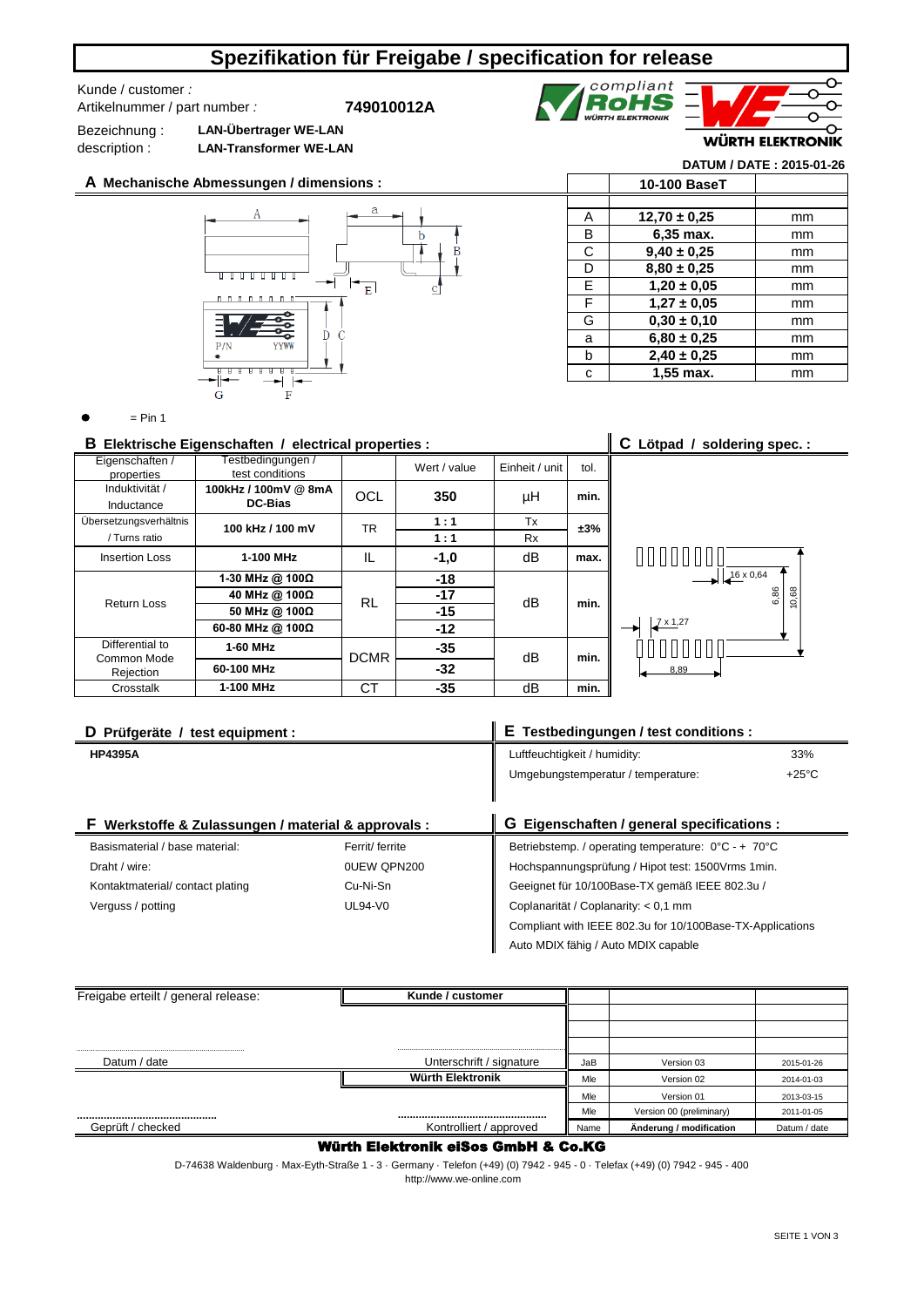# Spezifikation für Freigabe / specification for release

Kunde / customer :

Artikelnummer / part number : **749010012A**

Bezeichnung : **LAN-Übertrager WE-LAN**

description : **LAN-Transformer WE-LAN**

**DATUM / DATE : 2015-01-26**

## A Mechanische Abmessungen / dimensions :

|   | 10-100 BaseT |   |
|---|---|---|
| A | **12,70 ± 0,25** | mm |
| B | **6,35 max.** | mm |
| C | **9,40 ± 0,25** | mm |
| D | **8,80 ± 0,25** | mm |
| E | **1,20 ± 0,05** | mm |
| F | **1,27 ± 0,05** | mm |
| G | **0,30 ± 0,10** | mm |
| a | **6,80 ± 0,25** | mm |
| b | **2,40 ± 0,25** | mm |
| c | **1,55 max.** | mm |

● = Pin 1

## B Elektrische Eigenschaften / electrical properties :

| Eigenschaften / properties | Testbedingungen / test conditions | | Wert / value | Einheit / unit | tol. |
|---|---|---|---|---|---|
| Induktivität / Inductance | **100kHz / 100mV @ 8mA DC-Bias** | OCL | **350** | µH | **min.** |
| Übersetzungsverhältnis / Turns ratio | **100 kHz / 100 mV** | TR | **1 : 1** | Tx | **±3%** |
| | | | **1 : 1** | Rx | |
| Insertion Loss | **1-100 MHz** | IL | **-1,0** | dB | **max.** |
| Return Loss | **1-30 MHz @ 100Ω** | RL | **-18** | dB | **min.** |
| | **40 MHz @ 100Ω** | | **-17** | | |
| | **50 MHz @ 100Ω** | | **-15** | | |
| | **60-80 MHz @ 100Ω** | | **-12** | | |
| Differential to Common Mode Rejection | **1-60 MHz** | DCMR | **-35** | dB | **min.** |
| | **60-100 MHz** | | **-32** | | |
| Crosstalk | **1-100 MHz** | CT | **-35** | dB | **min.** |

## C Lötpad / soldering spec. :

16 x 0,64; 7 x 1,27; 6,86; 10,68; 8,89

## D Prüfgeräte / test equipment :

**HP4395A**

## E Testbedingungen / test conditions :

| | |
|---|---|
| Luftfeuchtigkeit / humidity: | 33% |
| Umgebungstemperatur / temperature: | +25°C |

## F Werkstoffe & Zulassungen / material & approvals :

| | |
|---|---|
| Basismaterial / base material: | Ferrit/ ferrite |
| Draht / wire: | 0UEW QPN200 |
| Kontaktmaterial/ contact plating | Cu-Ni-Sn |
| Verguss / potting | UL94-V0 |

## G Eigenschaften / general specifications :

Betriebstemp. / operating temperature: 0°C - + 70°C

Hochspannungsprüfung / Hipot test: 1500Vrms 1min.

Geeignet für 10/100Base-TX gemäß IEEE 802.3u /

Coplanarität / Coplanarity: < 0,1 mm

Compliant with IEEE 802.3u for 10/100Base-TX-Applications

Auto MDIX fähig / Auto MDIX capable

| Freigabe erteilt / general release: | Kunde / customer | | | |
|---|---|---|---|---|
| Datum / date | Unterschrift / signature | JaB | Version 03 | 2015-01-26 |
| | Würth Elektronik | Mle | Version 02 | 2014-01-03 |
| | | Mle | Version 01 | 2013-03-15 |
| | | Mle | Version 00 (preliminary) | 2011-01-05 |
| Geprüft / checked | Kontrolliert / approved | Name | Änderung / modification | Datum / date |

**Würth Elektronik eiSos GmbH & Co.KG**

D-74638 Waldenburg · Max-Eyth-Straße 1 - 3 · Germany · Telefon (+49) (0) 7942 - 945 - 0 · Telefax (+49) (0) 7942 - 945 - 400

http://www.we-online.com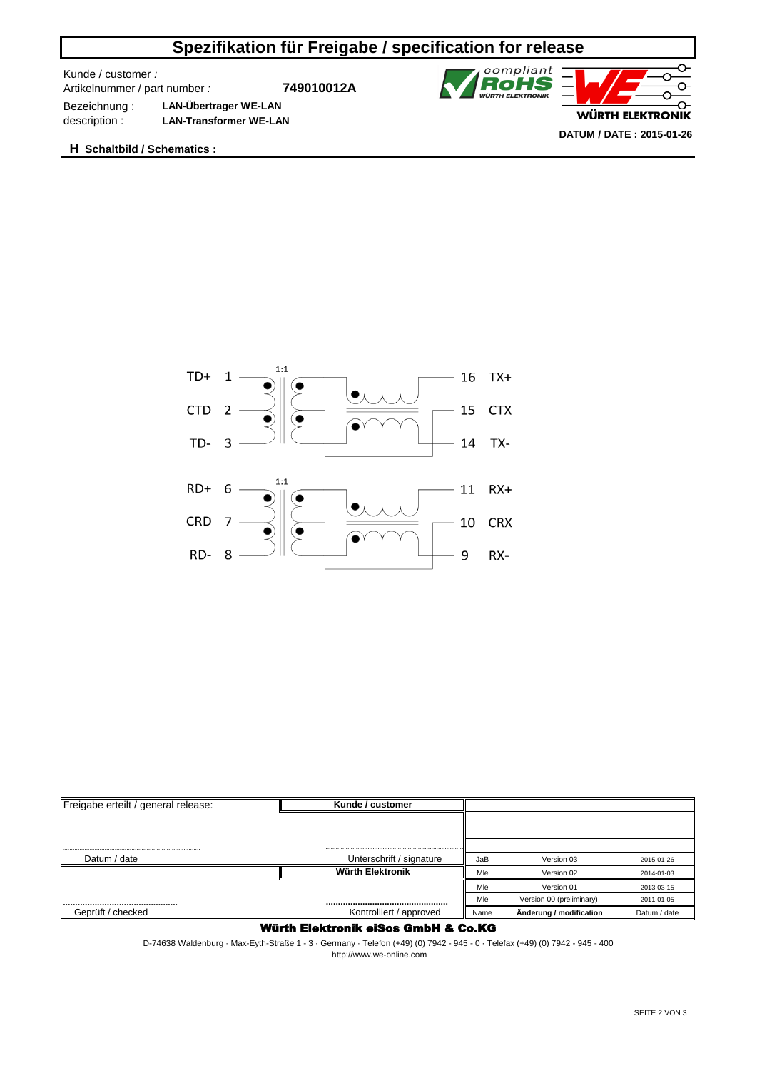# Spezifikation für Freigabe / specification for release

Kunde / customer :

Artikelnummer / part number : **749010012A**

Bezeichnung : **LAN-Übertrager WE-LAN**

description : **LAN-Transformer WE-LAN**

**DATUM / DATE : 2015-01-26**

## H Schaltbild / Schematics :

| Pin | Signal | | Pin | Signal |
|---|---|---|---|---|
| 1 | TD+ | 1:1 | 16 | TX+ |
| 2 | CTD | | 15 | CTX |
| 3 | TD- | | 14 | TX- |
| 6 | RD+ | 1:1 | 11 | RX+ |
| 7 | CRD | | 10 | CRX |
| 8 | RD- | | 9 | RX- |

| Freigabe erteilt / general release: | Kunde / customer | | | |
|---|---|---|---|---|
| | | | | |
| | | | | |
| | | | | |
| Datum / date | Unterschrift / signature | JaB | Version 03 | 2015-01-26 |
| | Würth Elektronik | Mle | Version 02 | 2014-01-03 |
| | | Mle | Version 01 | 2013-03-15 |
| | | Mle | Version 00 (preliminary) | 2011-01-05 |
| Geprüft / checked | Kontrolliert / approved | Name | Änderung / modification | Datum / date |

**Würth Elektronik eiSos GmbH & Co.KG**

D-74638 Waldenburg · Max-Eyth-Straße 1 - 3 · Germany · Telefon (+49) (0) 7942 - 945 - 0 · Telefax (+49) (0) 7942 - 945 - 400

http://www.we-online.com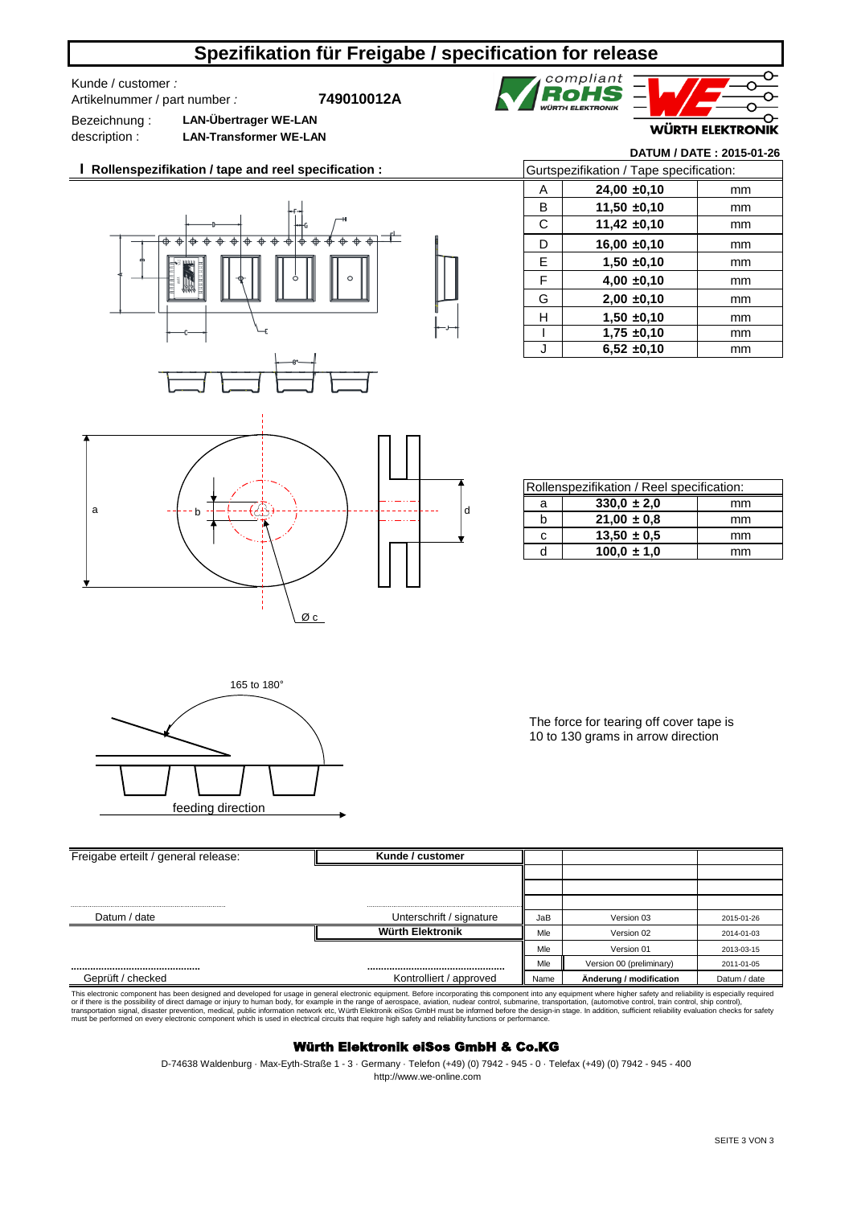# Spezifikation für Freigabe / specification for release

Kunde / customer :

Artikelnummer / part number : **749010012A**

Bezeichnung : **LAN-Übertrager WE-LAN**

description : **LAN-Transformer WE-LAN**

compliant RoHS WÜRTH ELEKTRONIK

WÜRTH ELEKTRONIK

**DATUM / DATE : 2015-01-26**

## I Rollenspezifikation / tape and reel specification :

| Gurtspezifikation / Tape specification: | | |
|---|---|---|
| A | **24,00 ±0,10** | mm |
| B | **11,50 ±0,10** | mm |
| C | **11,42 ±0,10** | mm |
| D | **16,00 ±0,10** | mm |
| E | **1,50 ±0,10** | mm |
| F | **4,00 ±0,10** | mm |
| G | **2,00 ±0,10** | mm |
| H | **1,50 ±0,10** | mm |
| I | **1,75 ±0,10** | mm |
| J | **6,52 ±0,10** | mm |

a

b

d

Ø c

| Rollenspezifikation / Reel specification: | | |
|---|---|---|
| a | **330,0 ± 2,0** | mm |
| b | **21,00 ± 0,8** | mm |
| c | **13,50 ± 0,5** | mm |
| d | **100,0 ± 1,0** | mm |

165 to 180°

feeding direction

The force for tearing off cover tape is 10 to 130 grams in arrow direction

| Freigabe erteilt / general release: | Kunde / customer | | | |
|---|---|---|---|---|
| | | | | |
| | | | | |
| Datum / date | Unterschrift / signature | JaB | Version 03 | 2015-01-26 |
| | Würth Elektronik | Mle | Version 02 | 2014-01-03 |
| | | Mle | Version 01 | 2013-03-15 |
| | | Mle | Version 00 (preliminary) | 2011-01-05 |
| Geprüft / checked | Kontrolliert / approved | Name | **Änderung / modification** | Datum / date |

This electronic component has been designed and developed for usage in general electronic equipment. Before incorporating this component into any equipment where higher safety and reliability is especially required or if there is the possibility of direct damage or injury to human body, for example in the range of aerospace, aviation, nuclear control, submarine, transportation, (automotive control, train control, ship control), transportation signal, disaster prevention, medical, public information network etc, Würth Elektronik eiSos GmbH must be informed before the design-in stage. In addition, sufficient reliability evaluation checks for safety must be performed on every electronic component which is used in electrical circuits that require high safety and reliability functions or performance.

**Würth Elektronik eiSos GmbH & Co.KG**

D-74638 Waldenburg · Max-Eyth-Straße 1 - 3 · Germany · Telefon (+49) (0) 7942 - 945 - 0 · Telefax (+49) (0) 7942 - 945 - 400

http://www.we-online.com